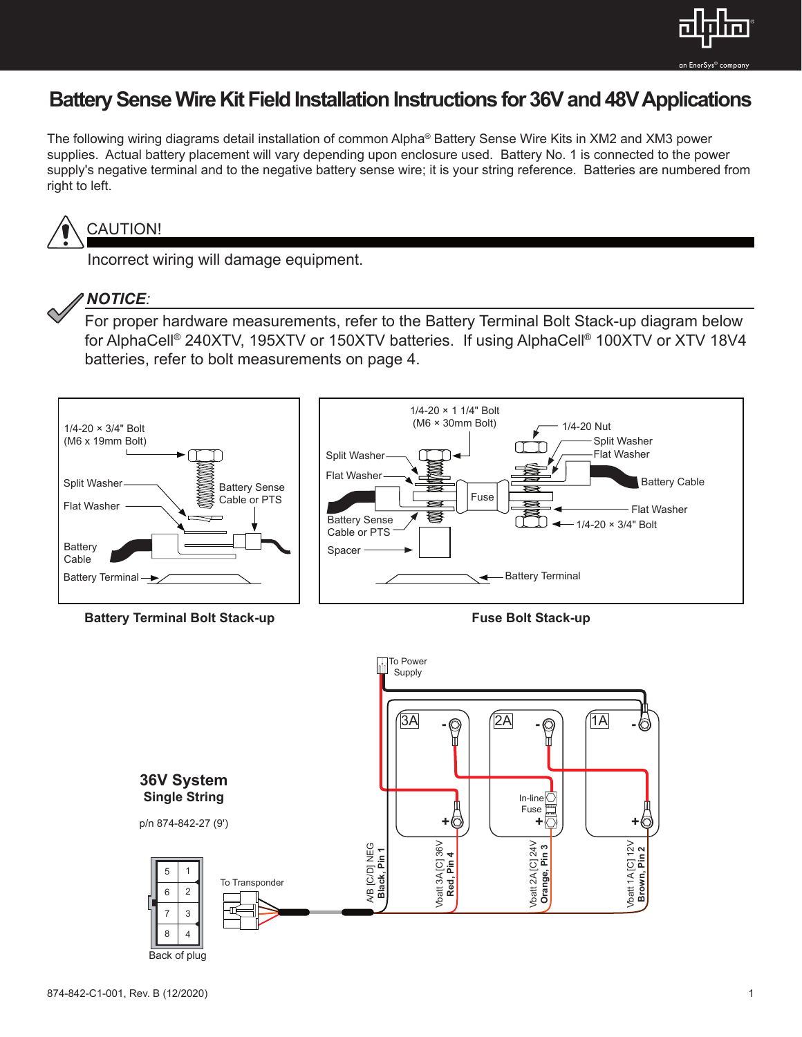# Battery Sense Wire Kit Field Installation Instructions for 36V and 48V Applications

The following wiring diagrams detail installation of common Alpha® Battery Sense Wire Kits in XM2 and XM3 power supplies. Actual battery placement will vary depending upon enclosure used. Battery No. 1 is connected to the power supply's negative terminal and to the negative battery sense wire; it is your string reference. Batteries are numbered from right to left.

**CAUTION!**

Incorrect wiring will damage equipment.

***NOTICE:***

For proper hardware measurements, refer to the Battery Terminal Bolt Stack-up diagram below for AlphaCell® 240XTV, 195XTV or 150XTV batteries. If using AlphaCell® 100XTV or XTV 18V4 batteries, refer to bolt measurements on page 4.

1/4-20 × 3/4" Bolt (M6 x 19mm Bolt)

Split Washer

Flat Washer

Battery Sense Cable or PTS

Battery Cable

Battery Terminal

**Battery Terminal Bolt Stack-up**

1/4-20 × 1 1/4" Bolt (M6 × 30mm Bolt)

1/4-20 Nut

Split Washer

Flat Washer

Split Washer

Flat Washer

Fuse

Battery Cable

Battery Sense Cable or PTS

Flat Washer

1/4-20 × 3/4" Bolt

Spacer

Battery Terminal

**Fuse Bolt Stack-up**

## 36V System

### Single String

p/n 874-842-27 (9')

To Power Supply

3A

2A

1A

In-line Fuse

A/B [C/D] NEG **Black, Pin 1**

Vbatt 3A [C] 36V **Red, Pin 4**

Vbatt 2A [C] 24V **Orange, Pin 3**

Vbatt 1A [C] 12V **Brown, Pin 2**

To Transponder

| 5 | 1 |
|---|---|
| 6 | 2 |
| 7 | 3 |
| 8 | 4 |

Back of plug

874-842-C1-001, Rev. B (12/2020)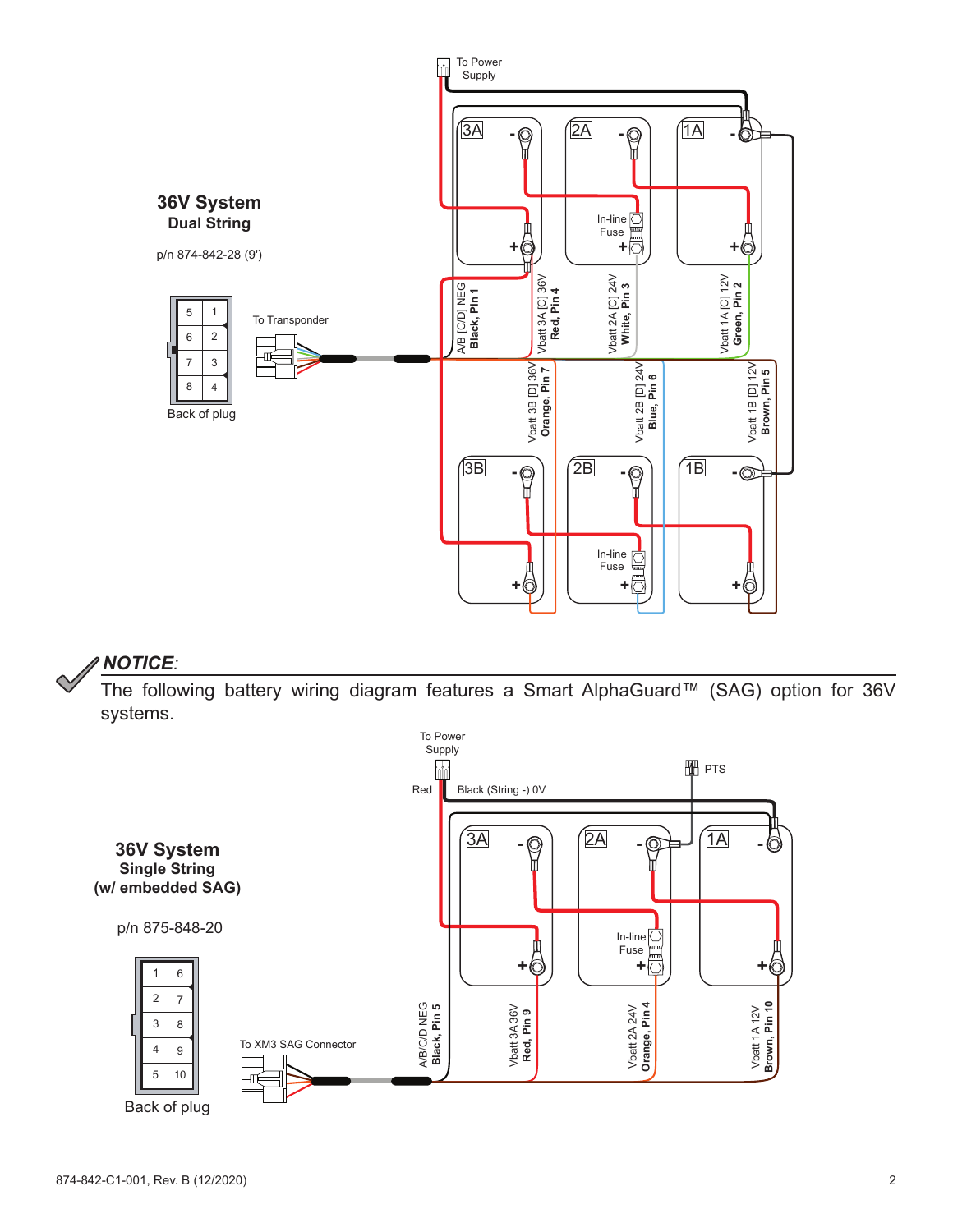## 36V System
### Dual String

p/n 874-842-28 (9')

| 5 | 1 |
|---|---|
| 6 | 2 |
| 7 | 3 |
| 8 | 4 |

Back of plug

To Transponder

To Power Supply

3A, 2A, 1A, 3B, 2B, 1B

In-line Fuse

A/B [C/D] NEG Black, Pin 1

Vbatt 3A [C] 36V Red, Pin 4

Vbatt 2A [C] 24V White, Pin 3

Vbatt 1A [C] 12V Green, Pin 2

Vbatt 3B [D] 36V Orange, Pin 7

Vbatt 2B [D] 24V Blue, Pin 6

Vbatt 1B [D] 12V Brown, Pin 5

***NOTICE:***

The following battery wiring diagram features a Smart AlphaGuard™ (SAG) option for 36V systems.

## 36V System
### Single String
### (w/ embedded SAG)

p/n 875-848-20

| 1 | 6 |
|---|---|
| 2 | 7 |
| 3 | 8 |
| 4 | 9 |
| 5 | 10 |

Back of plug

To XM3 SAG Connector

To Power Supply

Red

Black (String -) 0V

PTS

3A, 2A, 1A

In-line Fuse

A/B/C/D NEG Black, Pin 5

Vbatt 3A 36V Red, Pin 9

Vbatt 2A 24V Orange, Pin 4

Vbatt 1A 12V Brown, Pin 10

874-842-C1-001, Rev. B (12/2020)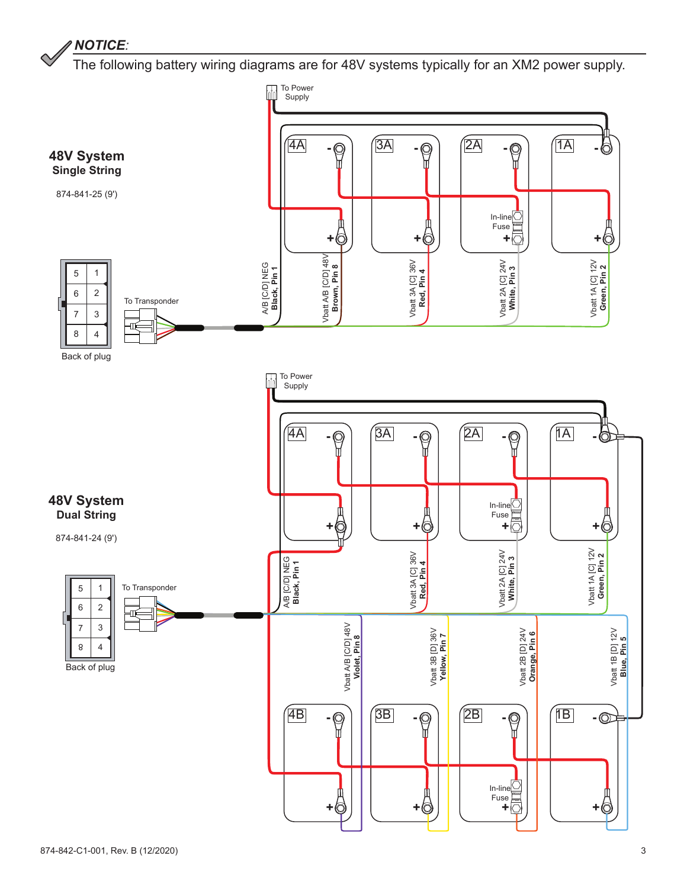***NOTICE:***

The following battery wiring diagrams are for 48V systems typically for an XM2 power supply.

## 48V System
**Single String**

874-841-25 (9')

To Power Supply

4A, 3A, 2A, 1A

In-line Fuse

To Transponder

| 5 | 1 |
|---|---|
| 6 | 2 |
| 7 | 3 |
| 8 | 4 |

Back of plug

A/B [C/D] NEG **Black, Pin 1**

Vbatt A/B [C/D] 48V **Brown, Pin 8**

Vbatt 3A [C] 36V **Red, Pin 4**

Vbatt 2A [C] 24V **White, Pin 3**

Vbatt 1A [C] 12V **Green, Pin 2**

## 48V System
**Dual String**

874-841-24 (9')

To Power Supply

4A, 3A, 2A, 1A

4B, 3B, 2B, 1B

In-line Fuse

To Transponder

| 5 | 1 |
|---|---|
| 6 | 2 |
| 7 | 3 |
| 8 | 4 |

Back of plug

A/B [C/D] NEG **Black, Pin 1**

Vbatt 3A [C] 36V **Red, Pin 4**

Vbatt 2A [C] 24V **White, Pin 3**

Vbatt 1A [C] 12V **Green, Pin 2**

Vbatt A/B [C/D] 48V **Violet, Pin 8**

Vbatt 3B [D] 36V **Yellow, Pin 7**

Vbatt 2B [D] 24V **Orange, Pin 6**

Vbatt 1B [D] 12V **Blue, Pin 5**

874-842-C1-001, Rev. B (12/2020)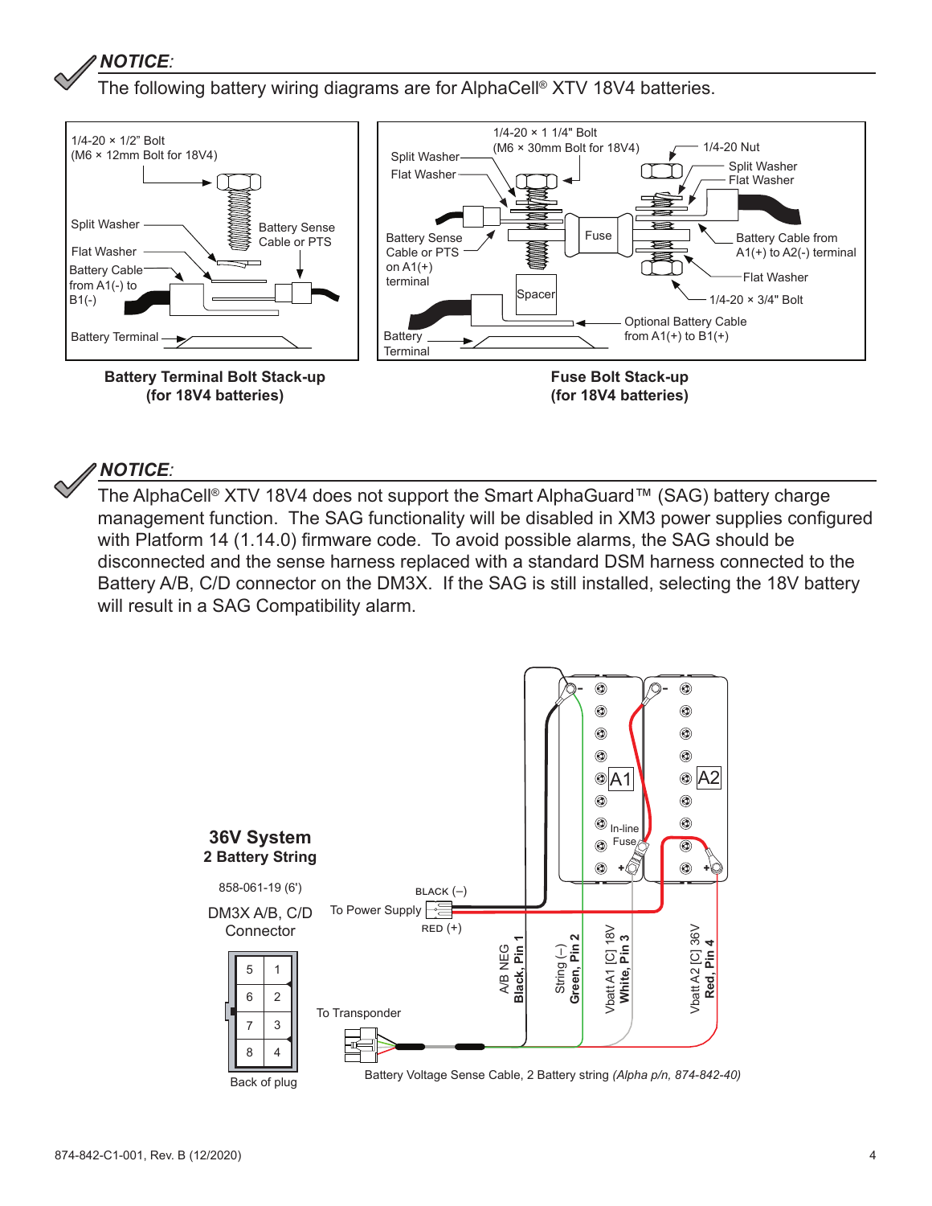**NOTICE:**

The following battery wiring diagrams are for AlphaCell® XTV 18V4 batteries.

1/4-20 × 1/2" Bolt (M6 × 12mm Bolt for 18V4)

Split Washer

Flat Washer

Battery Cable from A1(-) to B1(-)

Battery Sense Cable or PTS

Battery Terminal

**Battery Terminal Bolt Stack-up (for 18V4 batteries)**

1/4-20 × 1 1/4" Bolt (M6 × 30mm Bolt for 18V4)

Split Washer

Flat Washer

Battery Sense Cable or PTS on A1(+) terminal

Battery Terminal

Spacer

Fuse

1/4-20 Nut

Split Washer

Flat Washer

Battery Cable from A1(+) to A2(-) terminal

Flat Washer

1/4-20 × 3/4" Bolt

Optional Battery Cable from A1(+) to B1(+)

**Fuse Bolt Stack-up (for 18V4 batteries)**

**NOTICE:**

The AlphaCell® XTV 18V4 does not support the Smart AlphaGuard™ (SAG) battery charge management function. The SAG functionality will be disabled in XM3 power supplies configured with Platform 14 (1.14.0) firmware code. To avoid possible alarms, the SAG should be disconnected and the sense harness replaced with a standard DSM harness connected to the Battery A/B, C/D connector on the DM3X. If the SAG is still installed, selecting the 18V battery will result in a SAG Compatibility alarm.

**36V System**
**2 Battery String**

858-061-19 (6')

DM3X A/B, C/D Connector

| 5 | 1 |
|---|---|
| 6 | 2 |
| 7 | 3 |
| 8 | 4 |

Back of plug

To Power Supply

BLACK (–)

RED (+)

To Transponder

A1

A2

In-line Fuse

A/B NEG **Black, Pin 1**

String (–) **Green, Pin 2**

Vbatt A1 [C] 18V **White, Pin 3**

Vbatt A2 [C] 36V **Red, Pin 4**

Battery Voltage Sense Cable, 2 Battery string *(Alpha p/n, 874-842-40)*

874-842-C1-001, Rev. B (12/2020)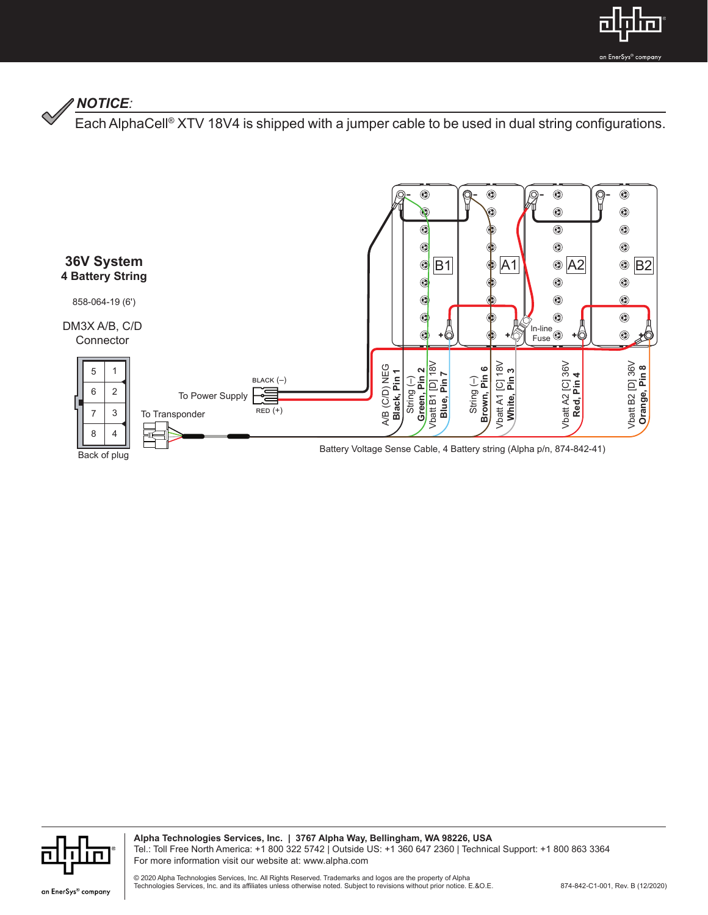**NOTICE:**

Each AlphaCell® XTV 18V4 is shipped with a jumper cable to be used in dual string configurations.

**36V System**
**4 Battery String**

858-064-19 (6')

DM3X A/B, C/D
Connector

| | |
|---|---|
| 5 | 1 |
| 6 | 2 |
| 7 | 3 |
| 8 | 4 |

Back of plug

To Power Supply

BLACK (–)

RED (+)

To Transponder

B1

A1

A2

B2

In-line Fuse

A/B (C/D) NEG **Black, Pin 1**

String (–) **Green, Pin 2**

Vbatt B1 [D] 18V **Blue, Pin 7**

String (–) **Brown, Pin 6**

Vbatt A1 [C] 18V **White, Pin 3**

Vbatt A2 [C] 36V **Red, Pin 4**

Vbatt B2 [D] 36V **Orange, Pin 8**

Battery Voltage Sense Cable, 4 Battery string (Alpha p/n, 874-842-41)

**Alpha Technologies Services, Inc. | 3767 Alpha Way, Bellingham, WA 98226, USA**
Tel.: Toll Free North America: +1 800 322 5742 | Outside US: +1 360 647 2360 | Technical Support: +1 800 863 3364
For more information visit our website at: www.alpha.com

© 2020 Alpha Technologies Services, Inc. All Rights Reserved. Trademarks and logos are the property of Alpha Technologies Services, Inc. and its affiliates unless otherwise noted. Subject to revisions without prior notice. E.&O.E.

874-842-C1-001, Rev. B (12/2020)